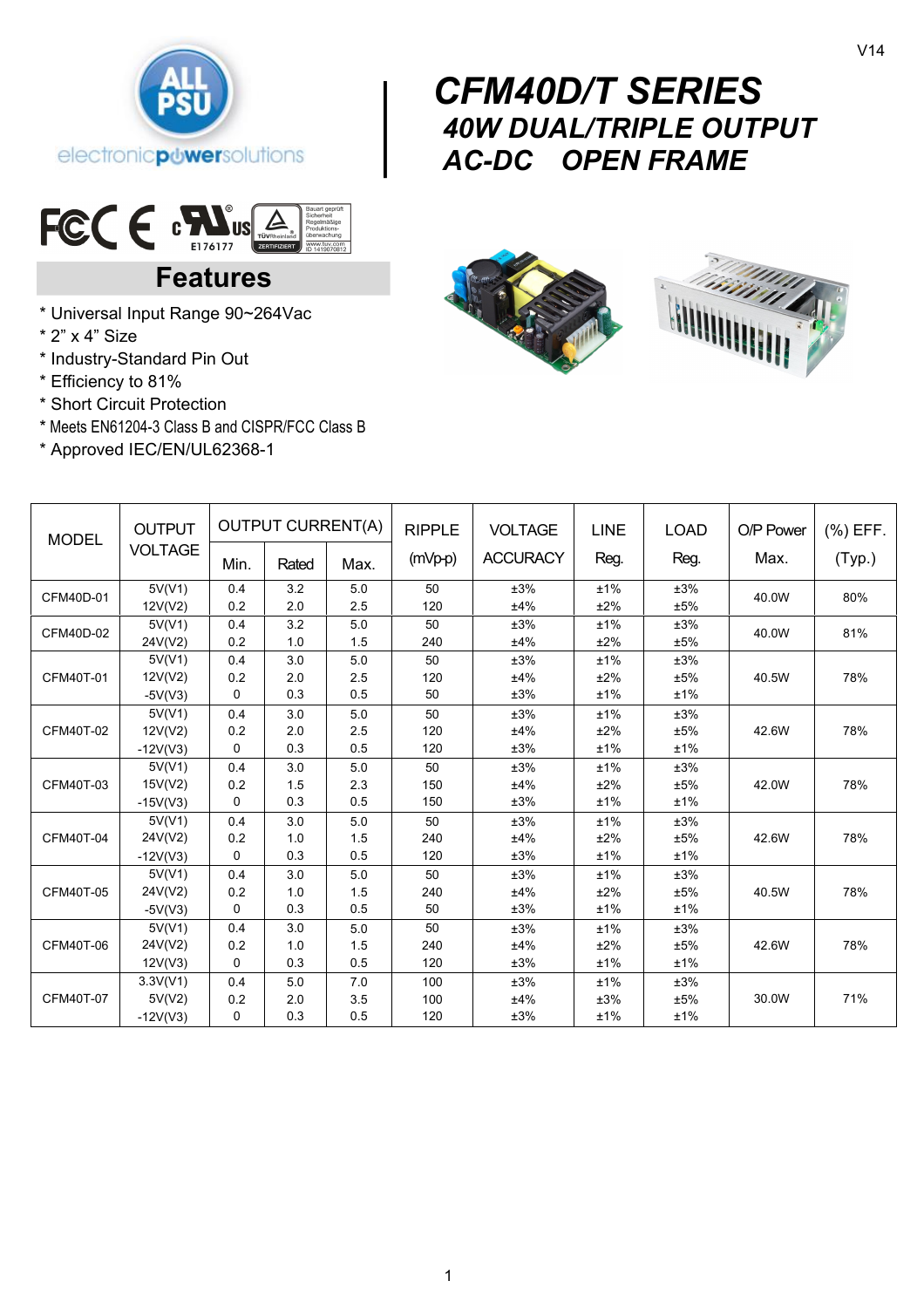V14

# CFM40D/T SERIES

## 40W DUAL/TRIPLE OUTPUT AC-DC OPEN FRAME

## Features

* Universal Input Range 90~264Vac
* 2” x 4” Size
* Industry-Standard Pin Out
* Efficiency to 81%
* Short Circuit Protection
* Meets EN61204-3 Class B and CISPR/FCC Class B
* Approved IEC/EN/UL62368-1

| MODEL | OUTPUT VOLTAGE | OUTPUT CURRENT(A) | | | RIPPLE (mVp-p) | VOLTAGE ACCURACY | LINE Reg. | LOAD Reg. | O/P Power Max. | (%) EFF. (Typ.) |
|---|---|---|---|---|---|---|---|---|---|---|
| | | Min. | Rated | Max. | | | | | | |
| CFM40D-01 | 5V(V1)<br>12V(V2) | 0.4<br>0.2 | 3.2<br>2.0 | 5.0<br>2.5 | 50<br>120 | ±3%<br>±4% | ±1%<br>±2% | ±3%<br>±5% | 40.0W | 80% |
| CFM40D-02 | 5V(V1)<br>24V(V2) | 0.4<br>0.2 | 3.2<br>1.0 | 5.0<br>1.5 | 50<br>240 | ±3%<br>±4% | ±1%<br>±2% | ±3%<br>±5% | 40.0W | 81% |
| CFM40T-01 | 5V(V1)<br>12V(V2)<br>-5V(V3) | 0.4<br>0.2<br>0 | 3.0<br>2.0<br>0.3 | 5.0<br>2.5<br>0.5 | 50<br>120<br>50 | ±3%<br>±4%<br>±3% | ±1%<br>±2%<br>±1% | ±3%<br>±5%<br>±1% | 40.5W | 78% |
| CFM40T-02 | 5V(V1)<br>12V(V2)<br>-12V(V3) | 0.4<br>0.2<br>0 | 3.0<br>2.0<br>0.3 | 5.0<br>2.5<br>0.5 | 50<br>120<br>120 | ±3%<br>±4%<br>±3% | ±1%<br>±2%<br>±1% | ±3%<br>±5%<br>±1% | 42.6W | 78% |
| CFM40T-03 | 5V(V1)<br>15V(V2)<br>-15V(V3) | 0.4<br>0.2<br>0 | 3.0<br>1.5<br>0.3 | 5.0<br>2.3<br>0.5 | 50<br>150<br>150 | ±3%<br>±4%<br>±3% | ±1%<br>±2%<br>±1% | ±3%<br>±5%<br>±1% | 42.0W | 78% |
| CFM40T-04 | 5V(V1)<br>24V(V2)<br>-12V(V3) | 0.4<br>0.2<br>0 | 3.0<br>1.0<br>0.3 | 5.0<br>1.5<br>0.5 | 50<br>240<br>120 | ±3%<br>±4%<br>±3% | ±1%<br>±2%<br>±1% | ±3%<br>±5%<br>±1% | 42.6W | 78% |
| CFM40T-05 | 5V(V1)<br>24V(V2)<br>-5V(V3) | 0.4<br>0.2<br>0 | 3.0<br>1.0<br>0.3 | 5.0<br>1.5<br>0.5 | 50<br>240<br>50 | ±3%<br>±4%<br>±3% | ±1%<br>±2%<br>±1% | ±3%<br>±5%<br>±1% | 40.5W | 78% |
| CFM40T-06 | 5V(V1)<br>24V(V2)<br>12V(V3) | 0.4<br>0.2<br>0 | 3.0<br>1.0<br>0.3 | 5.0<br>1.5<br>0.5 | 50<br>240<br>120 | ±3%<br>±4%<br>±3% | ±1%<br>±2%<br>±1% | ±3%<br>±5%<br>±1% | 42.6W | 78% |
| CFM40T-07 | 3.3V(V1)<br>5V(V2)<br>-12V(V3) | 0.4<br>0.2<br>0 | 5.0<br>2.0<br>0.3 | 7.0<br>3.5<br>0.5 | 100<br>100<br>120 | ±3%<br>±4%<br>±3% | ±1%<br>±3%<br>±1% | ±3%<br>±5%<br>±1% | 30.0W | 71% |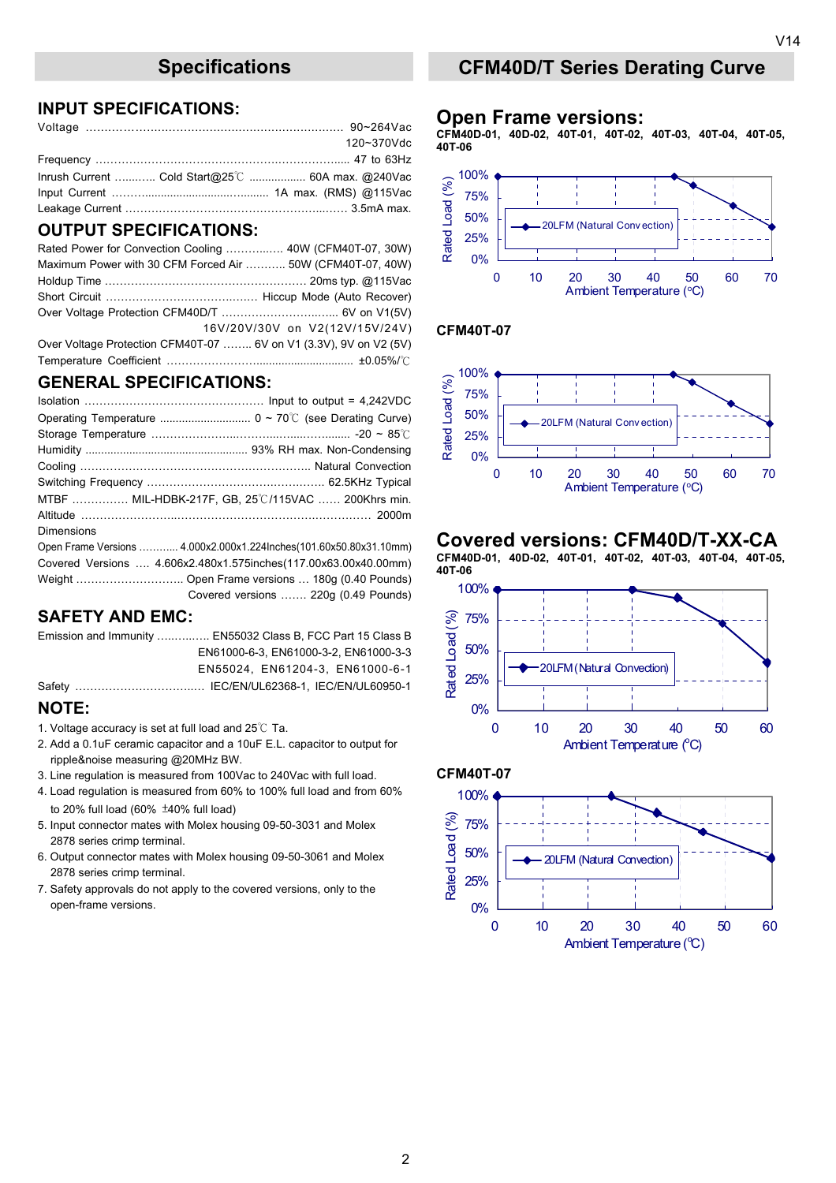## Specifications

### INPUT SPECIFICATIONS:

Voltage ........................................................................ 90~264Vac
120~370Vdc
Frequency .................................................................... 47 to 63Hz
Inrush Current ............ Cold Start@25℃ .................. 60A max. @240Vac
Input Current ................................................ 1A max. (RMS) @115Vac
Leakage Current ........................................................... 3.5mA max.

### OUTPUT SPECIFICATIONS:

Rated Power for Convection Cooling ................ 40W (CFM40T-07, 30W)
Maximum Power with 30 CFM Forced Air ........... 50W (CFM40T-07, 40W)
Holdup Time ..................................................... 20ms typ. @115Vac
Short Circuit ........................................ Hiccup Mode (Auto Recover)
Over Voltage Protection CFM40D/T ................................ 6V on V1(5V)
16V/20V/30V on V2(12V/15V/24V)
Over Voltage Protection CFM40T-07 ........ 6V on V1 (3.3V), 9V on V2 (5V)
Temperature Coefficient ....................................................... ±0.05%/℃

### GENERAL SPECIFICATIONS:

Isolation ................................................ Input to output = 4,242VDC
Operating Temperature ............................ 0 ~ 70℃ (see Derating Curve)
Storage Temperature ...................................................... -20 ~ 85℃
Humidity .................................................... 93% RH max. Non-Condensing
Cooling ................................................................ Natural Convection
Switching Frequency ................................................ 62.5KHz Typical
MTBF ............... MIL-HDBK-217F, GB, 25℃/115VAC ...... 200Khrs min.
Altitude ........................................................................... 2000m
Dimensions
Open Frame Versions ............ 4.000x2.000x1.224Inches(101.60x50.80x31.10mm)
Covered Versions .... 4.606x2.480x1.575inches(117.00x63.00x40.00mm)
Weight ............................ Open Frame versions ... 180g (0.40 Pounds)
Covered versions ....... 220g (0.49 Pounds)

### SAFETY AND EMC:

Emission and Immunity ............... EN55032 Class B, FCC Part 15 Class B
EN61000-6-3, EN61000-3-2, EN61000-3-3
EN55024, EN61204-3, EN61000-6-1
Safety .................................. IEC/EN/UL62368-1, IEC/EN/UL60950-1

### NOTE:

1. Voltage accuracy is set at full load and 25℃ Ta.
2. Add a 0.1uF ceramic capacitor and a 10uF E.L. capacitor to output for ripple&noise measuring @20MHz BW.
3. Line regulation is measured from 100Vac to 240Vac with full load.
4. Load regulation is measured from 60% to 100% full load and from 60% to 20% full load (60% ±40% full load)
5. Input connector mates with Molex housing 09-50-3031 and Molex 2878 series crimp terminal.
6. Output connector mates with Molex housing 09-50-3061 and Molex 2878 series crimp terminal.
7. Safety approvals do not apply to the covered versions, only to the open-frame versions.

## CFM40D/T Series Derating Curve

### Open Frame versions:

**CFM40D-01, 40D-02, 40T-01, 40T-02, 40T-03, 40T-04, 40T-05, 40T-06**

Rated Load (%) vs. Ambient Temperature (°C) — 20LFM (Natural Convection)

| Ambient Temperature (°C) | 0 | 10 | 20 | 30 | 40 | 50 | 60 | 70 |
|---|---|---|---|---|---|---|---|---|
| Rated Load (%) | 100% | | | | | 100% | | 50% |

**CFM40T-07**

Rated Load (%) vs. Ambient Temperature (°C) — 20LFM (Natural Convection)

| Ambient Temperature (°C) | 0 | 10 | 20 | 30 | 40 | 50 | 60 | 70 |
|---|---|---|---|---|---|---|---|---|
| Rated Load (%) | 100% | | | | | 100% | | 50% |

### Covered versions: CFM40D/T-XX-CA

**CFM40D-01, 40D-02, 40T-01, 40T-02, 40T-03, 40T-04, 40T-05, 40T-06**

Rated Load (%) vs. Ambient Temperature (°C) — 20LFM (Natural Convection)

| Ambient Temperature (°C) | 0 | 10 | 20 | 30 | 40 | 50 | 60 |
|---|---|---|---|---|---|---|---|
| Rated Load (%) | 100% | | | 100% | | | 40% |

**CFM40T-07**

Rated Load (%) vs. Ambient Temperature (°C) — 20LFM (Natural Convection)

| Ambient Temperature (°C) | 0 | 10 | 20 | 30 | 40 | 50 | 60 |
|---|---|---|---|---|---|---|---|
| Rated Load (%) | 100% | | | 100% (at 25) | | | 50% |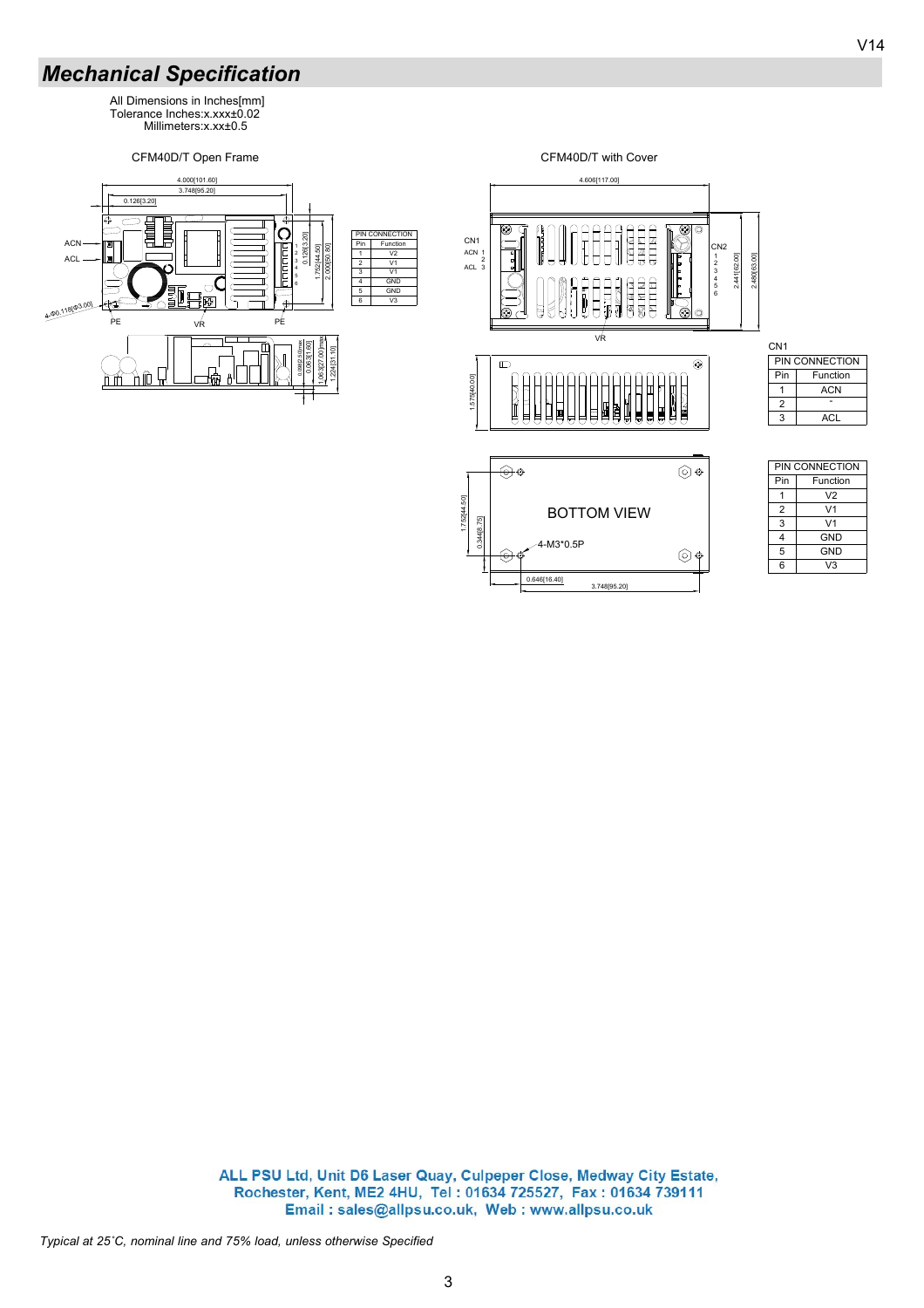## Mechanical Specification

All Dimensions in Inches[mm]
Tolerance Inches:x.xxx±0.02
Millimeters:x.xx±0.5

CFM40D/T Open Frame

4.000[101.60]
3.748[95.20]
0.126[3.20]
ACN
ACL
4-Φ0.118[Φ3.00]
PE
VR
PE
0.126[3.20]
1.752[44.50]
2.000[50.80]
0.098[2.50]max
0.063[1.60]
1.063[27.00]max
1.224[31.10]

| PIN CONNECTION | |
|---|---|
| Pin | Function |
| 1 | V2 |
| 2 | V1 |
| 3 | V1 |
| 4 | GND |
| 5 | GND |
| 6 | V3 |

CFM40D/T with Cover

4.606[117.00]
CN1
ACN 1
2
ACL 3
CN2
1
2
3
4
5
6
2.441[62.00]
2.480[63.00]
VR
1.575[40.00]

CN1

| PIN CONNECTION | |
|---|---|
| Pin | Function |
| 1 | ACN |
| 2 | - |
| 3 | ACL |

BOTTOM VIEW
4-M3*0.5P
1.752[44.50]
0.344[8.75]
0.646[16.40]
3.748[95.20]

| PIN CONNECTION | |
|---|---|
| Pin | Function |
| 1 | V2 |
| 2 | V1 |
| 3 | V1 |
| 4 | GND |
| 5 | GND |
| 6 | V3 |

**ALL PSU Ltd, Unit D6 Laser Quay, Culpeper Close, Medway City Estate, Rochester, Kent, ME2 4HU, Tel : 01634 725527, Fax : 01634 739111**
**Email : sales@allpsu.co.uk, Web : www.allpsu.co.uk**

*Typical at 25˚C, nominal line and 75% load, unless otherwise Specified*